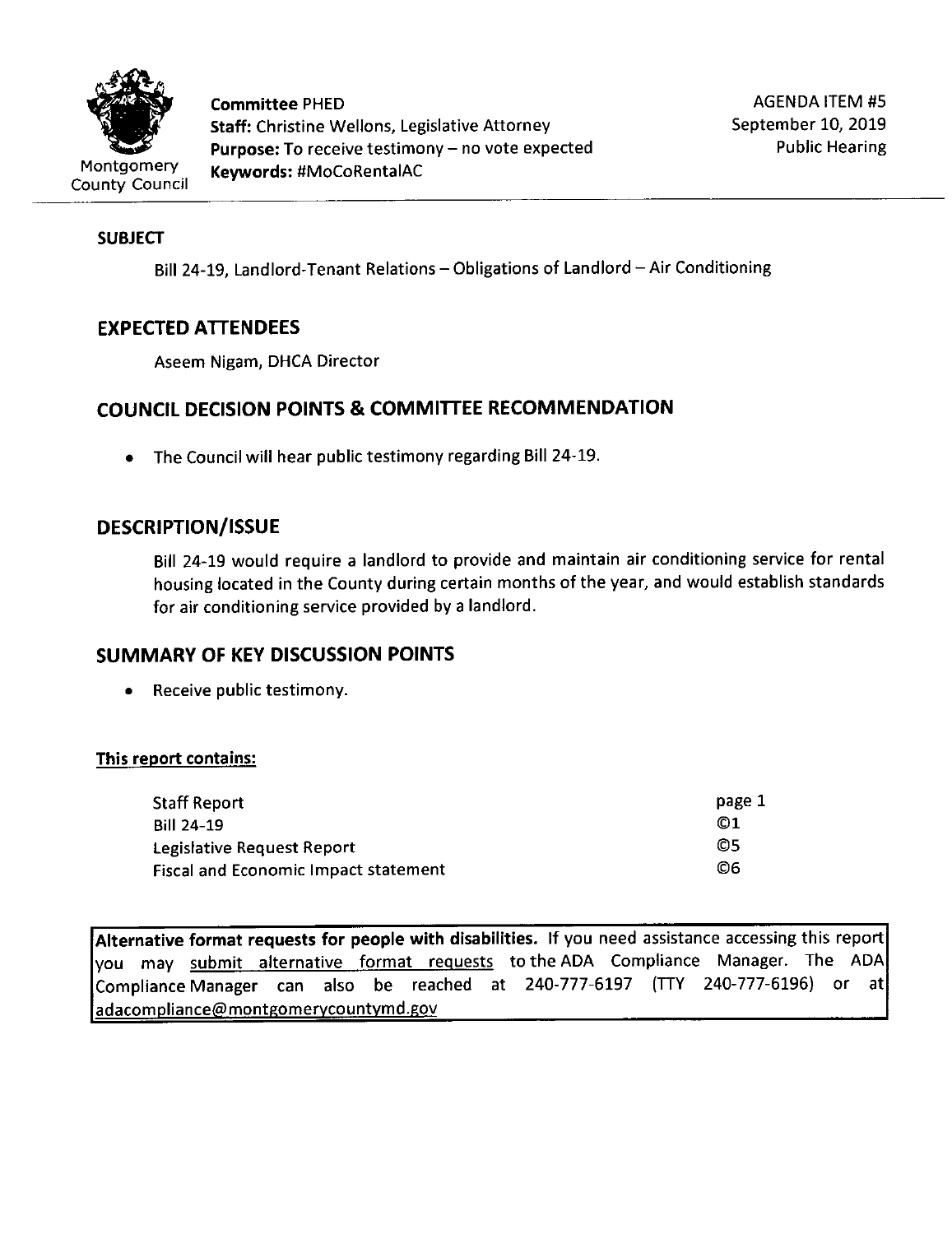Montgomery County Council

**Committee** PHED
**Staff:** Christine Wellons, Legislative Attorney
**Purpose:** To receive testimony – no vote expected
**Keywords:** #MoCoRentalAC

AGENDA ITEM #5
September 10, 2019
Public Hearing

## SUBJECT

Bill 24-19, Landlord-Tenant Relations – Obligations of Landlord – Air Conditioning

## EXPECTED ATTENDEES

Aseem Nigam, DHCA Director

## COUNCIL DECISION POINTS & COMMITTEE RECOMMENDATION

- The Council will hear public testimony regarding Bill 24-19.

## DESCRIPTION/ISSUE

Bill 24-19 would require a landlord to provide and maintain air conditioning service for rental housing located in the County during certain months of the year, and would establish standards for air conditioning service provided by a landlord.

## SUMMARY OF KEY DISCUSSION POINTS

- Receive public testimony.

**This report contains:**

| | |
|---|---|
| Staff Report | page 1 |
| Bill 24-19 | ©1 |
| Legislative Request Report | ©5 |
| Fiscal and Economic Impact statement | ©6 |

**Alternative format requests for people with disabilities.** If you need assistance accessing this report you may submit alternative format requests to the ADA Compliance Manager. The ADA Compliance Manager can also be reached at 240-777-6197 (TTY 240-777-6196) or at adacompliance@montgomerycountymd.gov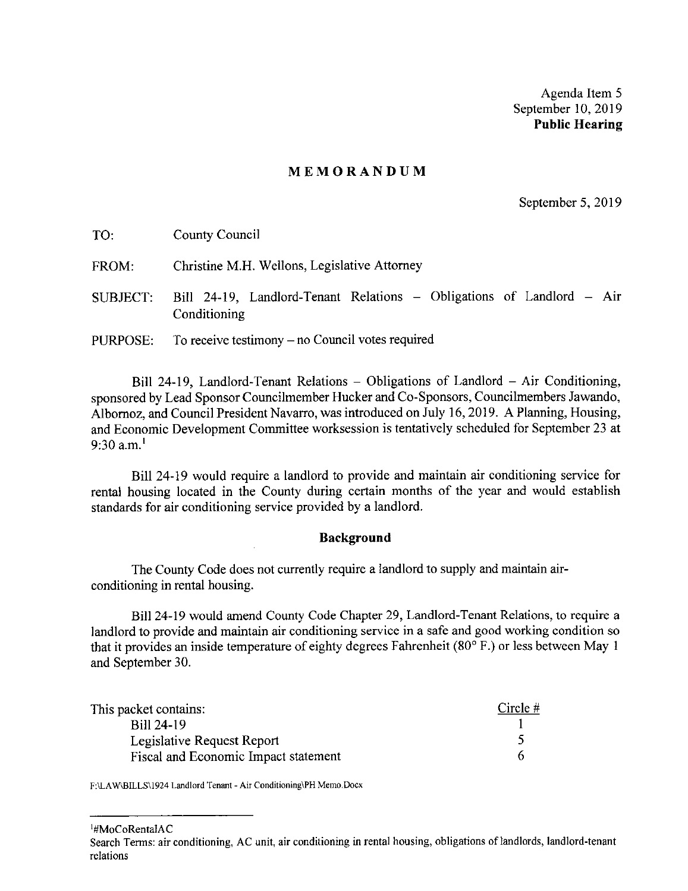Agenda Item 5
September 10, 2019
**Public Hearing**

# MEMORANDUM

September 5, 2019

TO: County Council

FROM: Christine M.H. Wellons, Legislative Attorney

SUBJECT: Bill 24-19, Landlord-Tenant Relations – Obligations of Landlord – Air Conditioning

PURPOSE: To receive testimony – no Council votes required

Bill 24-19, Landlord-Tenant Relations – Obligations of Landlord – Air Conditioning, sponsored by Lead Sponsor Councilmember Hucker and Co-Sponsors, Councilmembers Jawando, Albornoz, and Council President Navarro, was introduced on July 16, 2019. A Planning, Housing, and Economic Development Committee worksession is tentatively scheduled for September 23 at 9:30 a.m.[1]

Bill 24-19 would require a landlord to provide and maintain air conditioning service for rental housing located in the County during certain months of the year and would establish standards for air conditioning service provided by a landlord.

## Background

The County Code does not currently require a landlord to supply and maintain air-conditioning in rental housing.

Bill 24-19 would amend County Code Chapter 29, Landlord-Tenant Relations, to require a landlord to provide and maintain air conditioning service in a safe and good working condition so that it provides an inside temperature of eighty degrees Fahrenheit (80° F.) or less between May 1 and September 30.

| This packet contains: | Circle # |
|---|---|
| Bill 24-19 | 1 |
| Legislative Request Report | 5 |
| Fiscal and Economic Impact statement | 6 |

F:\LAW\BILLS\1924 Landlord Tenant - Air Conditioning\PH Memo.Docx

[1] #MoCoRentalAC
Search Terms: air conditioning, AC unit, air conditioning in rental housing, obligations of landlords, landlord-tenant relations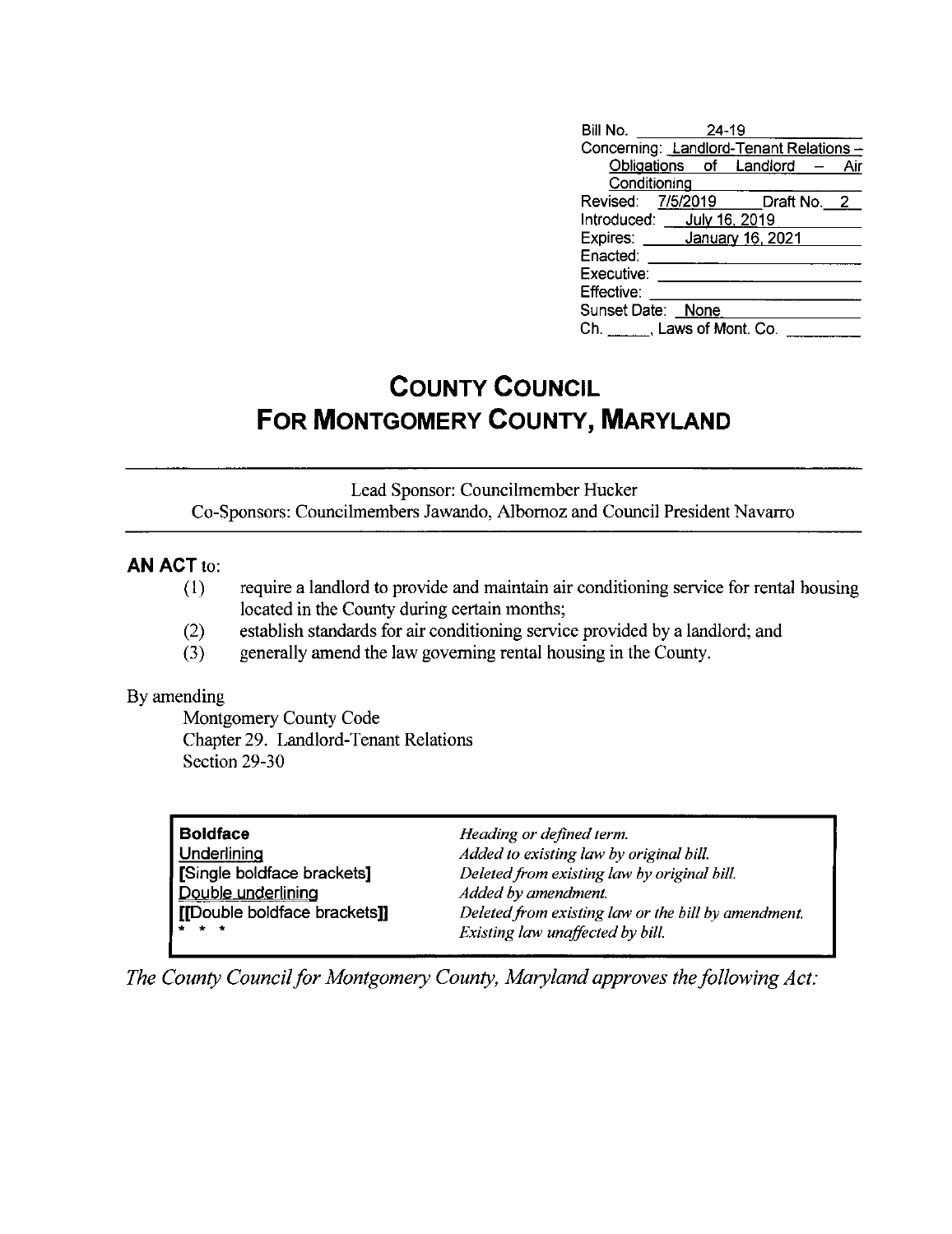| | |
|---|---|
| Bill No. | 24-19 |
| Concerning: | Landlord-Tenant Relations – Obligations of Landlord – Air Conditioning |
| Revised: | 7/5/2019 Draft No. 2 |
| Introduced: | July 16, 2019 |
| Expires: | January 16, 2021 |
| Enacted: | |
| Executive: | |
| Effective: | |
| Sunset Date: | None |
| Ch. ____, Laws of Mont. Co. | |

# COUNTY COUNCIL
# FOR MONTGOMERY COUNTY, MARYLAND

Lead Sponsor: Councilmember Hucker
Co-Sponsors: Councilmembers Jawando, Albornoz and Council President Navarro

**AN ACT** to:

(1) require a landlord to provide and maintain air conditioning service for rental housing located in the County during certain months;

(2) establish standards for air conditioning service provided by a landlord; and

(3) generally amend the law governing rental housing in the County.

By amending

Montgomery County Code
Chapter 29. Landlord-Tenant Relations
Section 29-30

| | |
|---|---|
| **Boldface** | *Heading or defined term.* |
| Underlining | *Added to existing law by original bill.* |
| **[**Single boldface brackets**]** | *Deleted from existing law by original bill.* |
| Double underlining | *Added by amendment.* |
| **[[**Double boldface brackets**]]** | *Deleted from existing law or the bill by amendment.* |
| * * * | *Existing law unaffected by bill.* |

*The County Council for Montgomery County, Maryland approves the following Act:*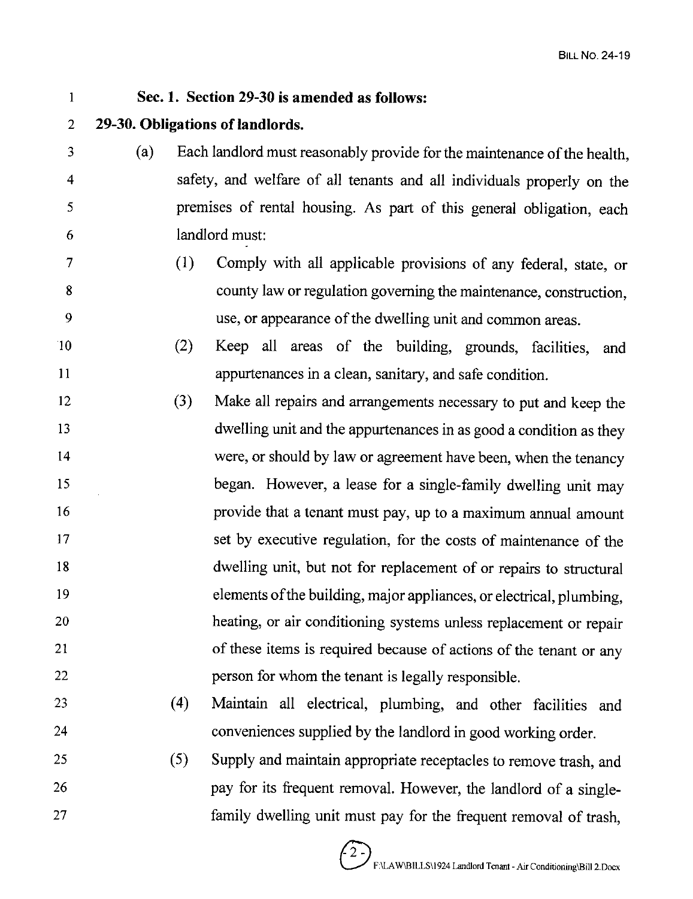**Sec. 1. Section 29-30 is amended as follows:**

**29-30. Obligations of landlords.**

(a) Each landlord must reasonably provide for the maintenance of the health, safety, and welfare of all tenants and all individuals properly on the premises of rental housing. As part of this general obligation, each landlord must:

(1) Comply with all applicable provisions of any federal, state, or county law or regulation governing the maintenance, construction, use, or appearance of the dwelling unit and common areas.

(2) Keep all areas of the building, grounds, facilities, and appurtenances in a clean, sanitary, and safe condition.

(3) Make all repairs and arrangements necessary to put and keep the dwelling unit and the appurtenances in as good a condition as they were, or should by law or agreement have been, when the tenancy began. However, a lease for a single-family dwelling unit may provide that a tenant must pay, up to a maximum annual amount set by executive regulation, for the costs of maintenance of the dwelling unit, but not for replacement of or repairs to structural elements of the building, major appliances, or electrical, plumbing, heating, or air conditioning systems unless replacement or repair of these items is required because of actions of the tenant or any person for whom the tenant is legally responsible.

(4) Maintain all electrical, plumbing, and other facilities and conveniences supplied by the landlord in good working order.

(5) Supply and maintain appropriate receptacles to remove trash, and pay for its frequent removal. However, the landlord of a single-family dwelling unit must pay for the frequent removal of trash,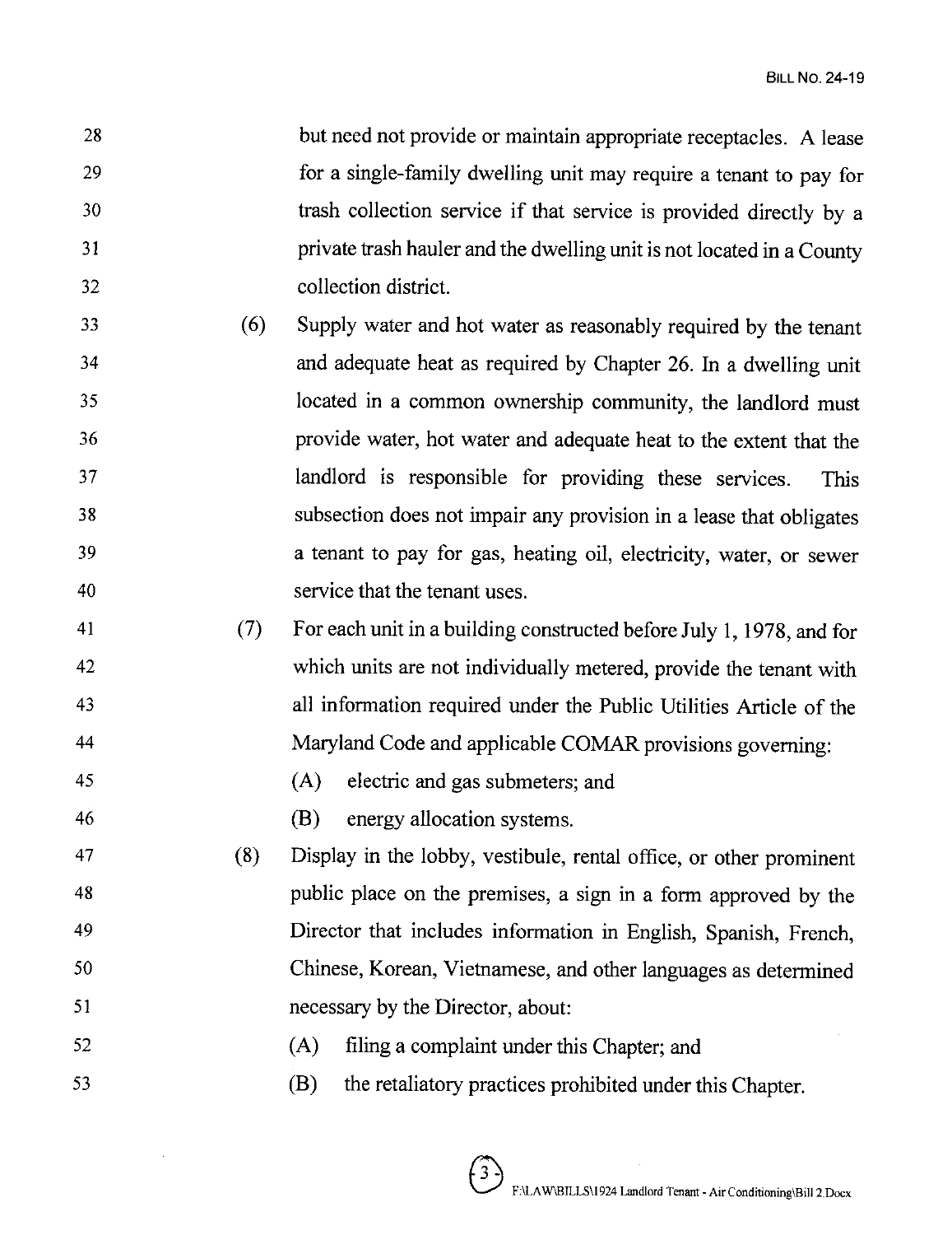but need not provide or maintain appropriate receptacles. A lease for a single-family dwelling unit may require a tenant to pay for trash collection service if that service is provided directly by a private trash hauler and the dwelling unit is not located in a County collection district.

(6) Supply water and hot water as reasonably required by the tenant and adequate heat as required by Chapter 26. In a dwelling unit located in a common ownership community, the landlord must provide water, hot water and adequate heat to the extent that the landlord is responsible for providing these services. This subsection does not impair any provision in a lease that obligates a tenant to pay for gas, heating oil, electricity, water, or sewer service that the tenant uses.

(7) For each unit in a building constructed before July 1, 1978, and for which units are not individually metered, provide the tenant with all information required under the Public Utilities Article of the Maryland Code and applicable COMAR provisions governing:

(A) electric and gas submeters; and

(B) energy allocation systems.

(8) Display in the lobby, vestibule, rental office, or other prominent public place on the premises, a sign in a form approved by the Director that includes information in English, Spanish, French, Chinese, Korean, Vietnamese, and other languages as determined necessary by the Director, about:

(A) filing a complaint under this Chapter; and

(B) the retaliatory practices prohibited under this Chapter.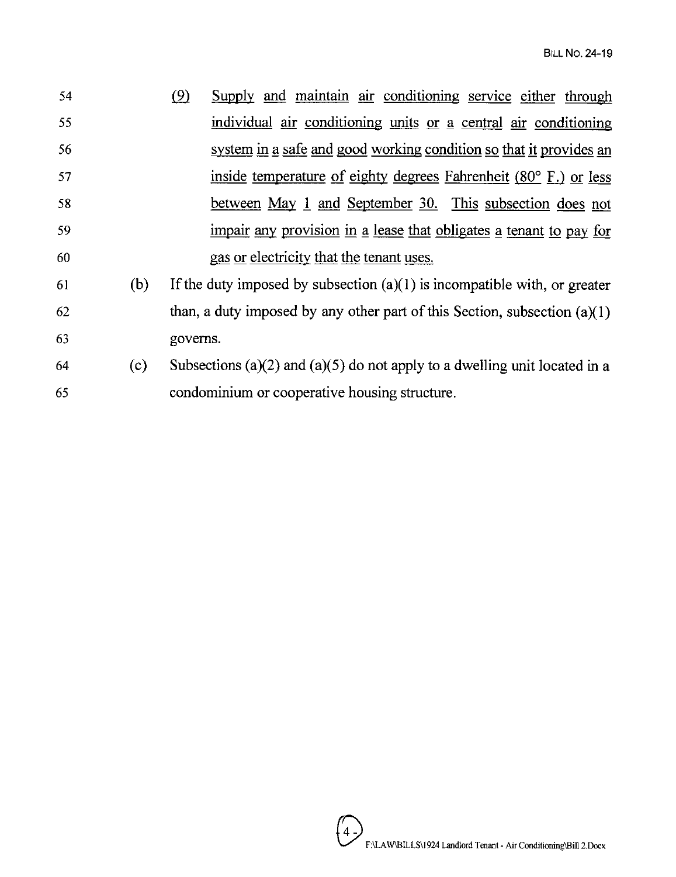(9) Supply and maintain air conditioning service either through individual air conditioning units or a central air conditioning system in a safe and good working condition so that it provides an inside temperature of eighty degrees Fahrenheit (80° F.) or less between May 1 and September 30. This subsection does not impair any provision in a lease that obligates a tenant to pay for gas or electricity that the tenant uses.

(b) If the duty imposed by subsection (a)(1) is incompatible with, or greater than, a duty imposed by any other part of this Section, subsection (a)(1) governs.

(c) Subsections (a)(2) and (a)(5) do not apply to a dwelling unit located in a condominium or cooperative housing structure.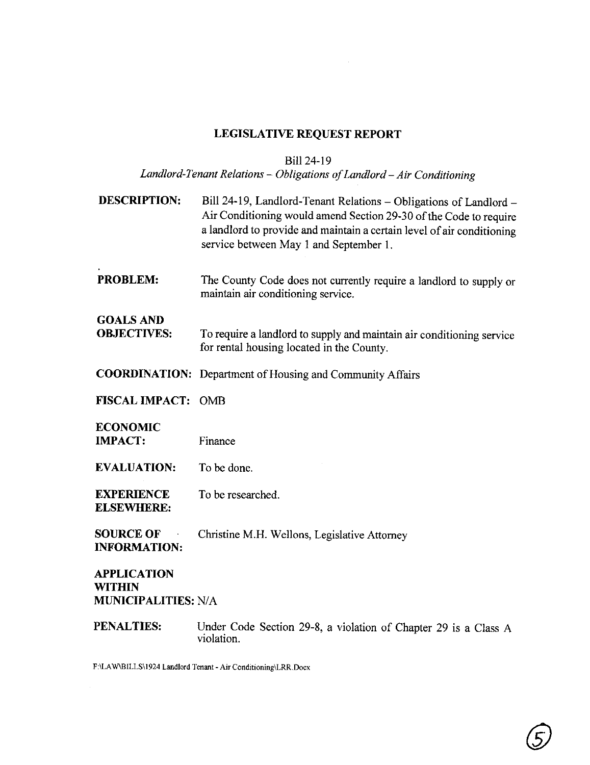# LEGISLATIVE REQUEST REPORT

Bill 24-19

*Landlord-Tenant Relations – Obligations of Landlord – Air Conditioning*

**DESCRIPTION:** Bill 24-19, Landlord-Tenant Relations – Obligations of Landlord – Air Conditioning would amend Section 29-30 of the Code to require a landlord to provide and maintain a certain level of air conditioning service between May 1 and September 1.

**PROBLEM:** The County Code does not currently require a landlord to supply or maintain air conditioning service.

**GOALS AND OBJECTIVES:** To require a landlord to supply and maintain air conditioning service for rental housing located in the County.

**COORDINATION:** Department of Housing and Community Affairs

**FISCAL IMPACT:** OMB

**ECONOMIC IMPACT:** Finance

**EVALUATION:** To be done.

**EXPERIENCE ELSEWHERE:** To be researched.

**SOURCE OF INFORMATION:** Christine M.H. Wellons, Legislative Attorney

**APPLICATION WITHIN MUNICIPALITIES:** N/A

**PENALTIES:** Under Code Section 29-8, a violation of Chapter 29 is a Class A violation.

F:\LAW\BILLS\1924 Landlord Tenant - Air Conditioning\LRR.Docx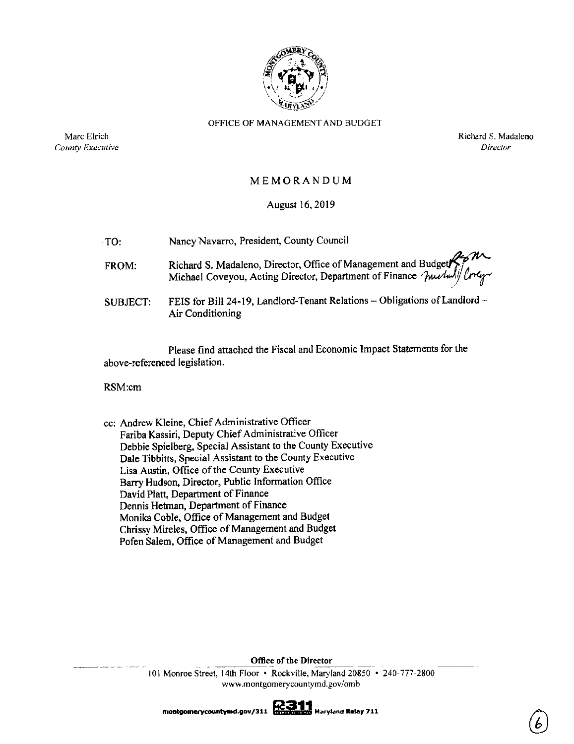OFFICE OF MANAGEMENT AND BUDGET

Marc Elrich
*County Executive*

Richard S. Madaleno
*Director*

# MEMORANDUM

August 16, 2019

TO: Nancy Navarro, President, County Council

FROM: Richard S. Madaleno, Director, Office of Management and Budget
Michael Coveyou, Acting Director, Department of Finance

SUBJECT: FEIS for Bill 24-19, Landlord-Tenant Relations – Obligations of Landlord – Air Conditioning

Please find attached the Fiscal and Economic Impact Statements for the above-referenced legislation.

RSM:cm

cc: Andrew Kleine, Chief Administrative Officer
Fariba Kassiri, Deputy Chief Administrative Officer
Debbie Spielberg, Special Assistant to the County Executive
Dale Tibbitts, Special Assistant to the County Executive
Lisa Austin, Office of the County Executive
Barry Hudson, Director, Public Information Office
David Platt, Department of Finance
Dennis Hetman, Department of Finance
Monika Coble, Office of Management and Budget
Chrissy Mireles, Office of Management and Budget
Pofen Salem, Office of Management and Budget

**Office of the Director**

101 Monroe Street, 14th Floor • Rockville, Maryland 20850 • 240-777-2800
www.montgomerycountymd.gov/omb

montgomerycountymd.gov/311 MC311 Maryland Relay 711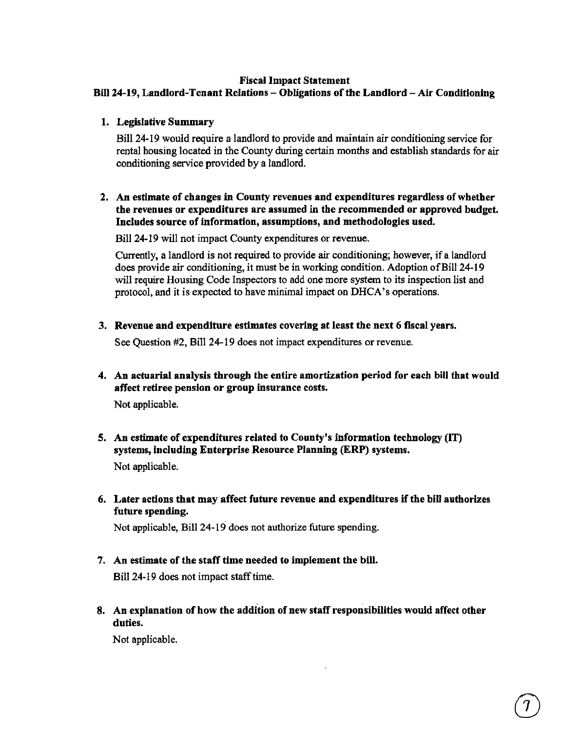**Fiscal Impact Statement**

**Bill 24-19, Landlord-Tenant Relations – Obligations of the Landlord – Air Conditioning**

1. **Legislative Summary**

   Bill 24-19 would require a landlord to provide and maintain air conditioning service for rental housing located in the County during certain months and establish standards for air conditioning service provided by a landlord.

2. **An estimate of changes in County revenues and expenditures regardless of whether the revenues or expenditures are assumed in the recommended or approved budget. Includes source of information, assumptions, and methodologies used.**

   Bill 24-19 will not impact County expenditures or revenue.

   Currently, a landlord is not required to provide air conditioning; however, if a landlord does provide air conditioning, it must be in working condition. Adoption of Bill 24-19 will require Housing Code Inspectors to add one more system to its inspection list and protocol, and it is expected to have minimal impact on DHCA's operations.

3. **Revenue and expenditure estimates covering at least the next 6 fiscal years.**

   See Question #2, Bill 24-19 does not impact expenditures or revenue.

4. **An actuarial analysis through the entire amortization period for each bill that would affect retiree pension or group insurance costs.**

   Not applicable.

5. **An estimate of expenditures related to County's information technology (IT) systems, including Enterprise Resource Planning (ERP) systems.**

   Not applicable.

6. **Later actions that may affect future revenue and expenditures if the bill authorizes future spending.**

   Not applicable, Bill 24-19 does not authorize future spending.

7. **An estimate of the staff time needed to implement the bill.**

   Bill 24-19 does not impact staff time.

8. **An explanation of how the addition of new staff responsibilities would affect other duties.**

   Not applicable.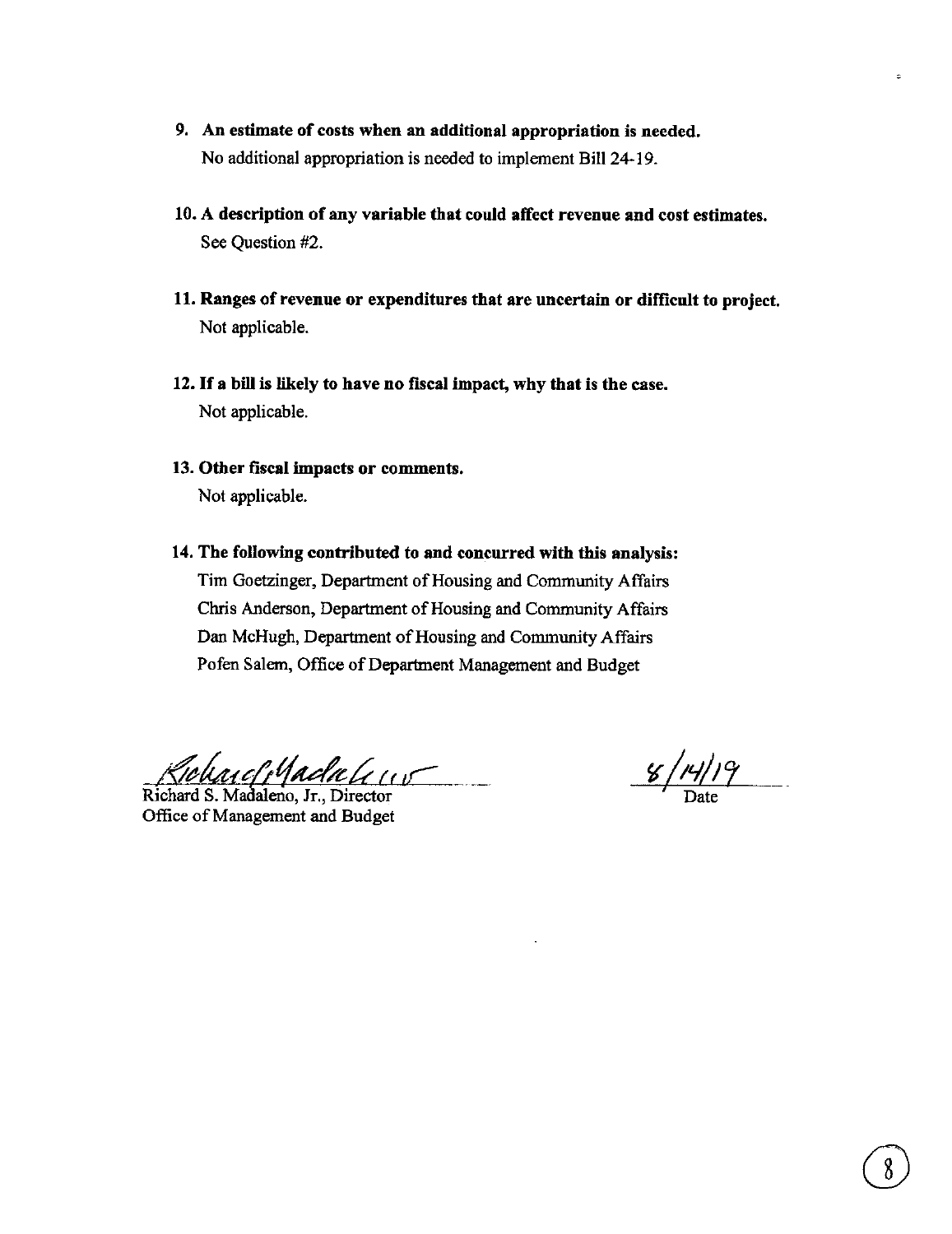9. **An estimate of costs when an additional appropriation is needed.**
   No additional appropriation is needed to implement Bill 24-19.

10. **A description of any variable that could affect revenue and cost estimates.**
    See Question #2.

11. **Ranges of revenue or expenditures that are uncertain or difficult to project.**
    Not applicable.

12. **If a bill is likely to have no fiscal impact, why that is the case.**
    Not applicable.

13. **Other fiscal impacts or comments.**
    Not applicable.

14. **The following contributed to and concurred with this analysis:**
    Tim Goetzinger, Department of Housing and Community Affairs
    Chris Anderson, Department of Housing and Community Affairs
    Dan McHugh, Department of Housing and Community Affairs
    Pofen Salem, Office of Department Management and Budget

Richard S. Madaleno, Jr., Director
Office of Management and Budget

8/14/19
Date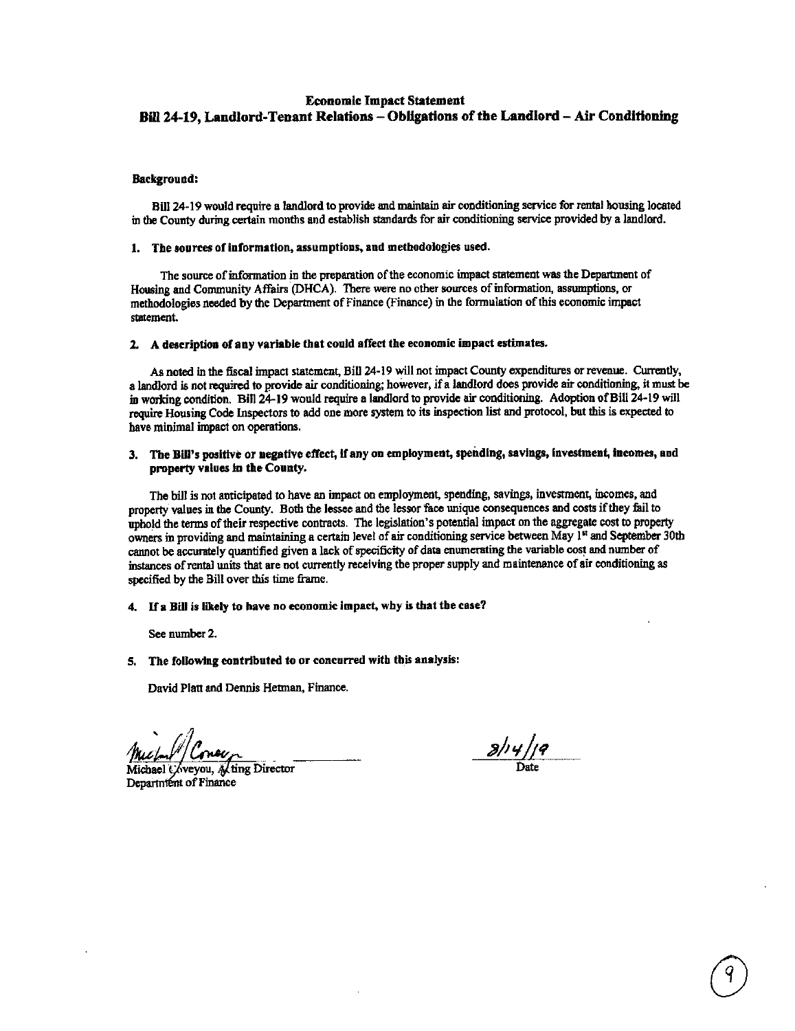# Economic Impact Statement
## Bill 24-19, Landlord-Tenant Relations – Obligations of the Landlord – Air Conditioning

**Background:**

Bill 24-19 would require a landlord to provide and maintain air conditioning service for rental housing located in the County during certain months and establish standards for air conditioning service provided by a landlord.

**1. The sources of information, assumptions, and methodologies used.**

The source of information in the preparation of the economic impact statement was the Department of Housing and Community Affairs (DHCA). There were no other sources of information, assumptions, or methodologies needed by the Department of Finance (Finance) in the formulation of this economic impact statement.

**2. A description of any variable that could affect the economic impact estimates.**

As noted in the fiscal impact statement, Bill 24-19 will not impact County expenditures or revenue. Currently, a landlord is not required to provide air conditioning; however, if a landlord does provide air conditioning, it must be in working condition. Bill 24-19 would require a landlord to provide air conditioning. Adoption of Bill 24-19 will require Housing Code Inspectors to add one more system to its inspection list and protocol, but this is expected to have minimal impact on operations.

**3. The Bill's positive or negative effect, if any on employment, spending, savings, investment, incomes, and property values in the County.**

The bill is not anticipated to have an impact on employment, spending, savings, investment, incomes, and property values in the County. Both the lessee and the lessor face unique consequences and costs if they fail to uphold the terms of their respective contracts. The legislation's potential impact on the aggregate cost to property owners in providing and maintaining a certain level of air conditioning service between May 1st and September 30th cannot be accurately quantified given a lack of specificity of data enumerating the variable cost and number of instances of rental units that are not currently receiving the proper supply and maintenance of air conditioning as specified by the Bill over this time frame.

**4. If a Bill is likely to have no economic impact, why is that the case?**

See number 2.

**5. The following contributed to or concurred with this analysis:**

David Platt and Dennis Hetman, Finance.

Michael Coveyou, Acting Director
Department of Finance

8/14/19
Date